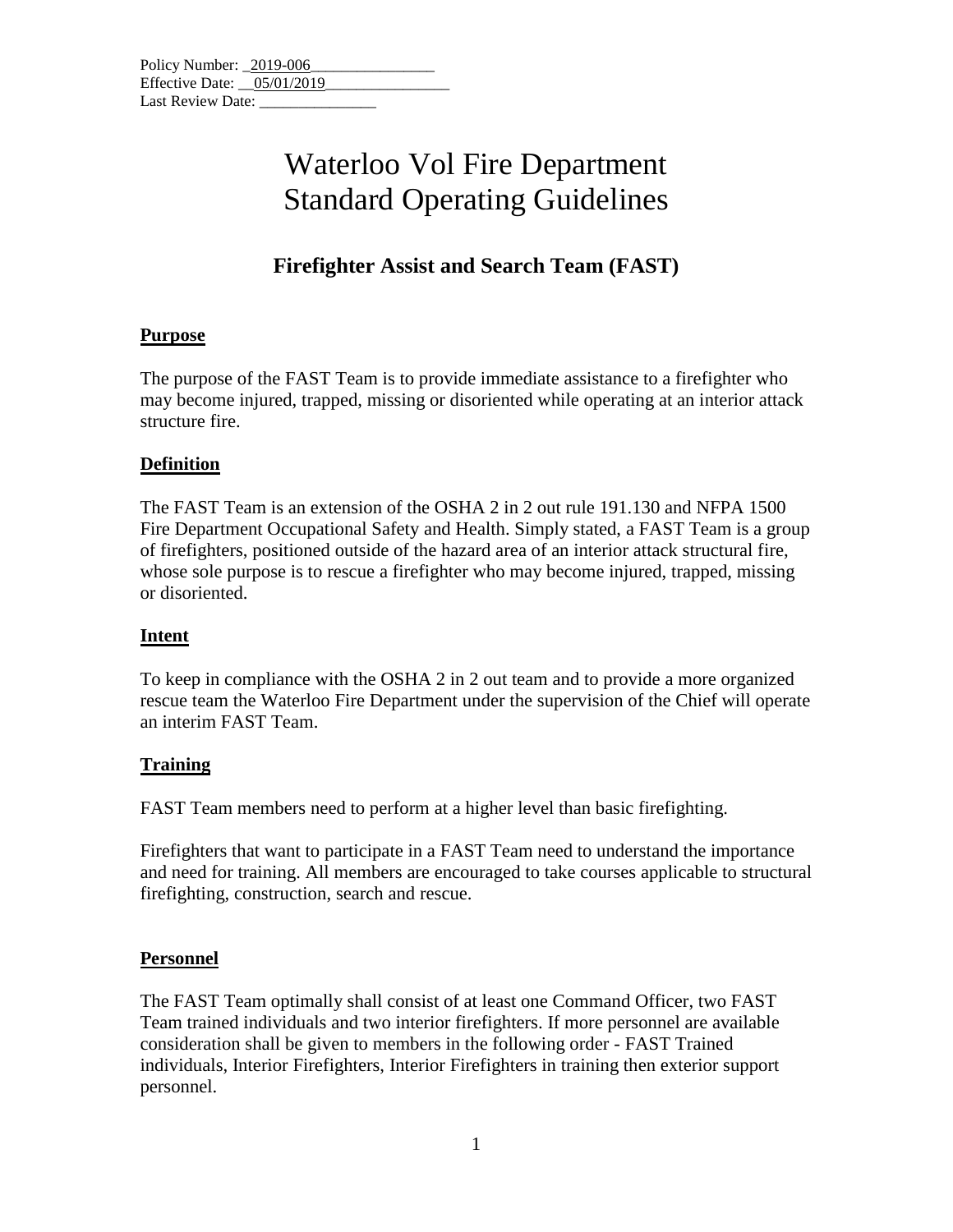Policy Number: _2019-006________________
Effective Date: __05/01/2019________________
Last Review Date: _______________

# Waterloo Vol Fire Department Standard Operating Guidelines

## Firefighter Assist and Search Team (FAST)

### Purpose

The purpose of the FAST Team is to provide immediate assistance to a firefighter who may become injured, trapped, missing or disoriented while operating at an interior attack structure fire.

### Definition

The FAST Team is an extension of the OSHA 2 in 2 out rule 191.130 and NFPA 1500 Fire Department Occupational Safety and Health. Simply stated, a FAST Team is a group of firefighters, positioned outside of the hazard area of an interior attack structural fire, whose sole purpose is to rescue a firefighter who may become injured, trapped, missing or disoriented.

### Intent

To keep in compliance with the OSHA 2 in 2 out team and to provide a more organized rescue team the Waterloo Fire Department under the supervision of the Chief will operate an interim FAST Team.

### Training

FAST Team members need to perform at a higher level than basic firefighting.

Firefighters that want to participate in a FAST Team need to understand the importance and need for training. All members are encouraged to take courses applicable to structural firefighting, construction, search and rescue.

### Personnel

The FAST Team optimally shall consist of at least one Command Officer, two FAST Team trained individuals and two interior firefighters. If more personnel are available consideration shall be given to members in the following order - FAST Trained individuals, Interior Firefighters, Interior Firefighters in training then exterior support personnel.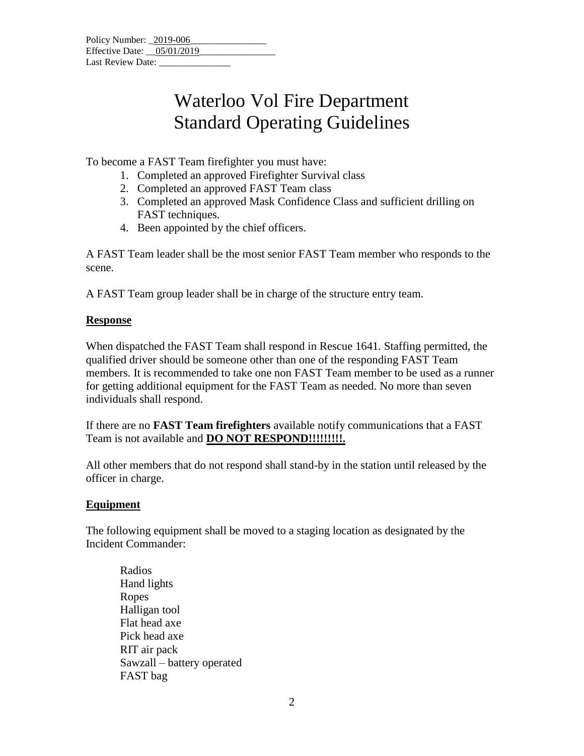Policy Number: _2019-006_______________
Effective Date: __05/01/2019_______________
Last Review Date: _______________

# Waterloo Vol Fire Department
# Standard Operating Guidelines

To become a FAST Team firefighter you must have:

1. Completed an approved Firefighter Survival class
2. Completed an approved FAST Team class
3. Completed an approved Mask Confidence Class and sufficient drilling on FAST techniques.
4. Been appointed by the chief officers.

A FAST Team leader shall be the most senior FAST Team member who responds to the scene.

A FAST Team group leader shall be in charge of the structure entry team.

## Response

When dispatched the FAST Team shall respond in Rescue 1641. Staffing permitted, the qualified driver should be someone other than one of the responding FAST Team members. It is recommended to take one non FAST Team member to be used as a runner for getting additional equipment for the FAST Team as needed. No more than seven individuals shall respond.

If there are no **FAST Team firefighters** available notify communications that a FAST Team is not available and **DO NOT RESPOND!!!!!!!!!.**

All other members that do not respond shall stand-by in the station until released by the officer in charge.

## Equipment

The following equipment shall be moved to a staging location as designated by the Incident Commander:

- Radios
- Hand lights
- Ropes
- Halligan tool
- Flat head axe
- Pick head axe
- RIT air pack
- Sawzall – battery operated
- FAST bag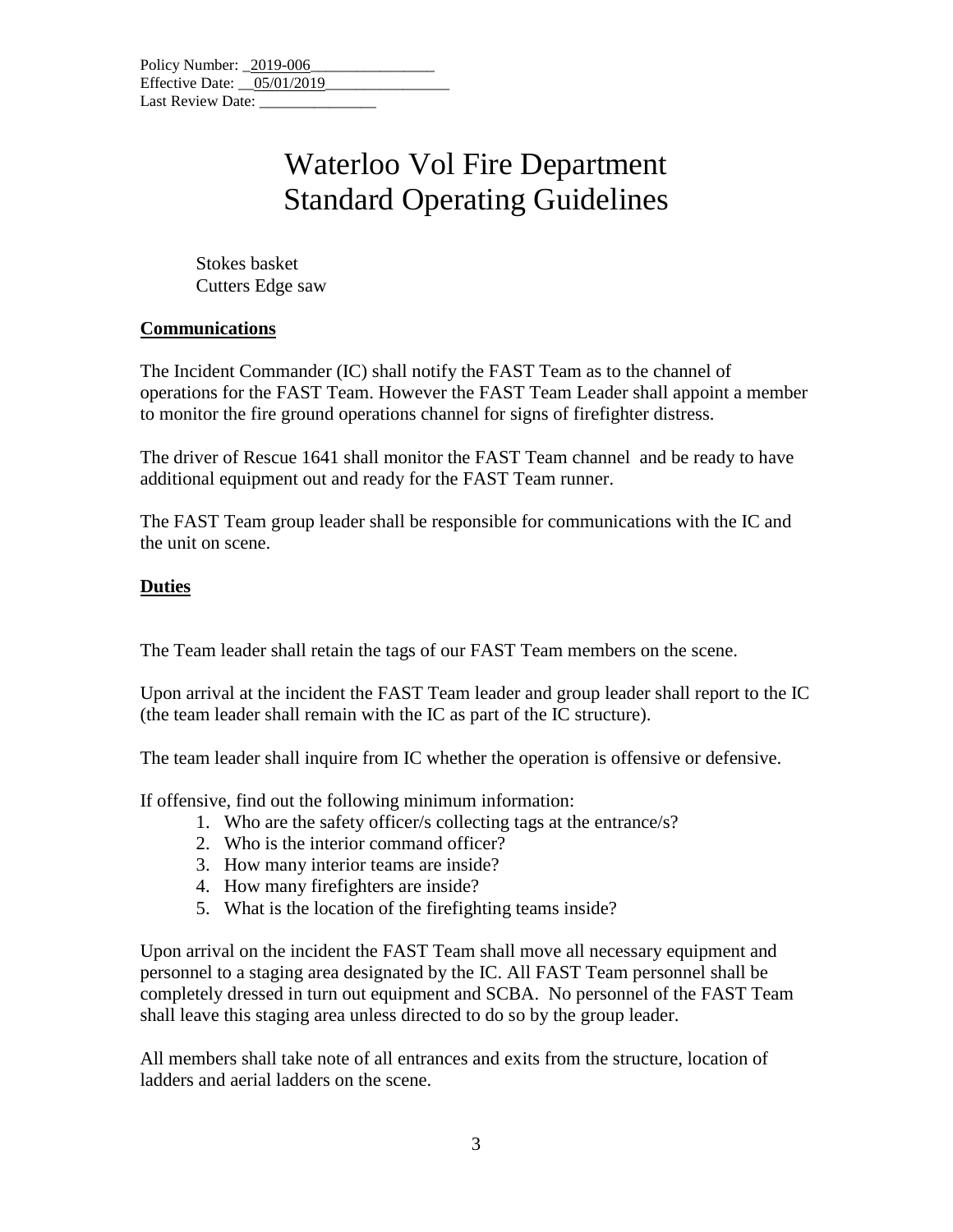Stokes basket
Cutters Edge saw

## Communications

The Incident Commander (IC) shall notify the FAST Team as to the channel of operations for the FAST Team. However the FAST Team Leader shall appoint a member to monitor the fire ground operations channel for signs of firefighter distress.

The driver of Rescue 1641 shall monitor the FAST Team channel and be ready to have additional equipment out and ready for the FAST Team runner.

The FAST Team group leader shall be responsible for communications with the IC and the unit on scene.

## Duties

The Team leader shall retain the tags of our FAST Team members on the scene.

Upon arrival at the incident the FAST Team leader and group leader shall report to the IC (the team leader shall remain with the IC as part of the IC structure).

The team leader shall inquire from IC whether the operation is offensive or defensive.

If offensive, find out the following minimum information:

1. Who are the safety officer/s collecting tags at the entrance/s?
2. Who is the interior command officer?
3. How many interior teams are inside?
4. How many firefighters are inside?
5. What is the location of the firefighting teams inside?

Upon arrival on the incident the FAST Team shall move all necessary equipment and personnel to a staging area designated by the IC. All FAST Team personnel shall be completely dressed in turn out equipment and SCBA. No personnel of the FAST Team shall leave this staging area unless directed to do so by the group leader.

All members shall take note of all entrances and exits from the structure, location of ladders and aerial ladders on the scene.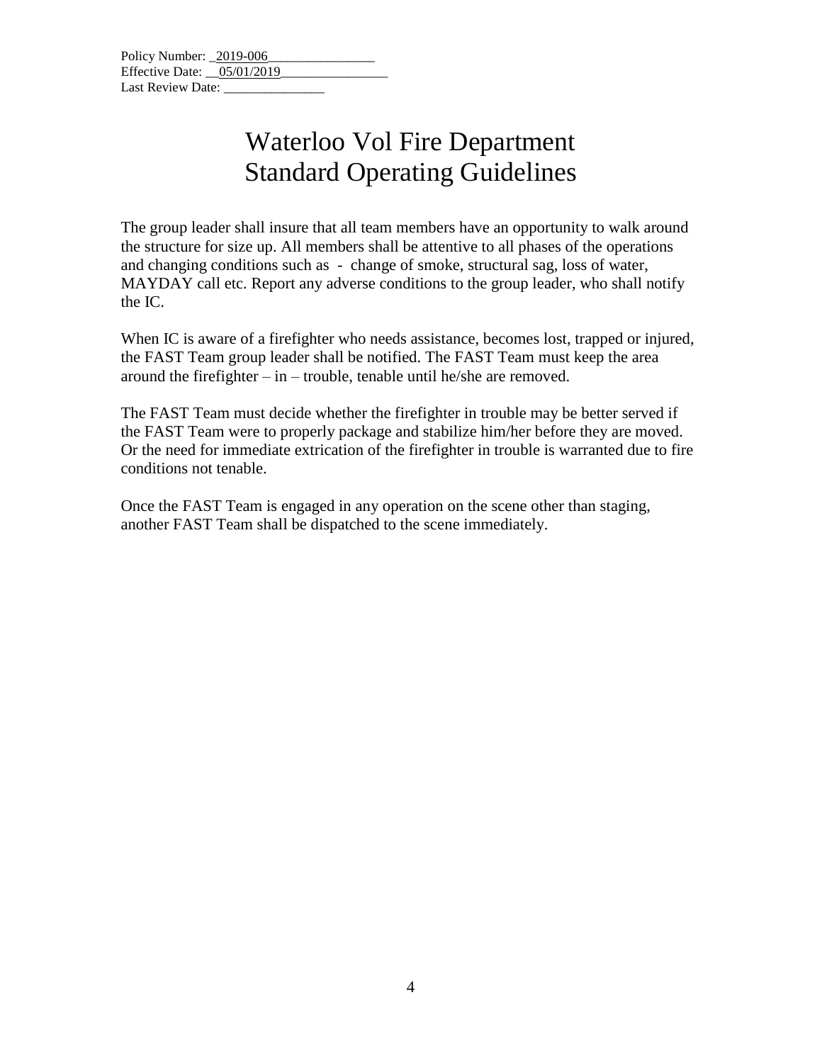Policy Number: _2019-006________________
Effective Date: __05/01/2019________________
Last Review Date: _______________

# Waterloo Vol Fire Department
# Standard Operating Guidelines

The group leader shall insure that all team members have an opportunity to walk around the structure for size up. All members shall be attentive to all phases of the operations and changing conditions such as - change of smoke, structural sag, loss of water, MAYDAY call etc. Report any adverse conditions to the group leader, who shall notify the IC.

When IC is aware of a firefighter who needs assistance, becomes lost, trapped or injured, the FAST Team group leader shall be notified. The FAST Team must keep the area around the firefighter – in – trouble, tenable until he/she are removed.

The FAST Team must decide whether the firefighter in trouble may be better served if the FAST Team were to properly package and stabilize him/her before they are moved. Or the need for immediate extrication of the firefighter in trouble is warranted due to fire conditions not tenable.

Once the FAST Team is engaged in any operation on the scene other than staging, another FAST Team shall be dispatched to the scene immediately.